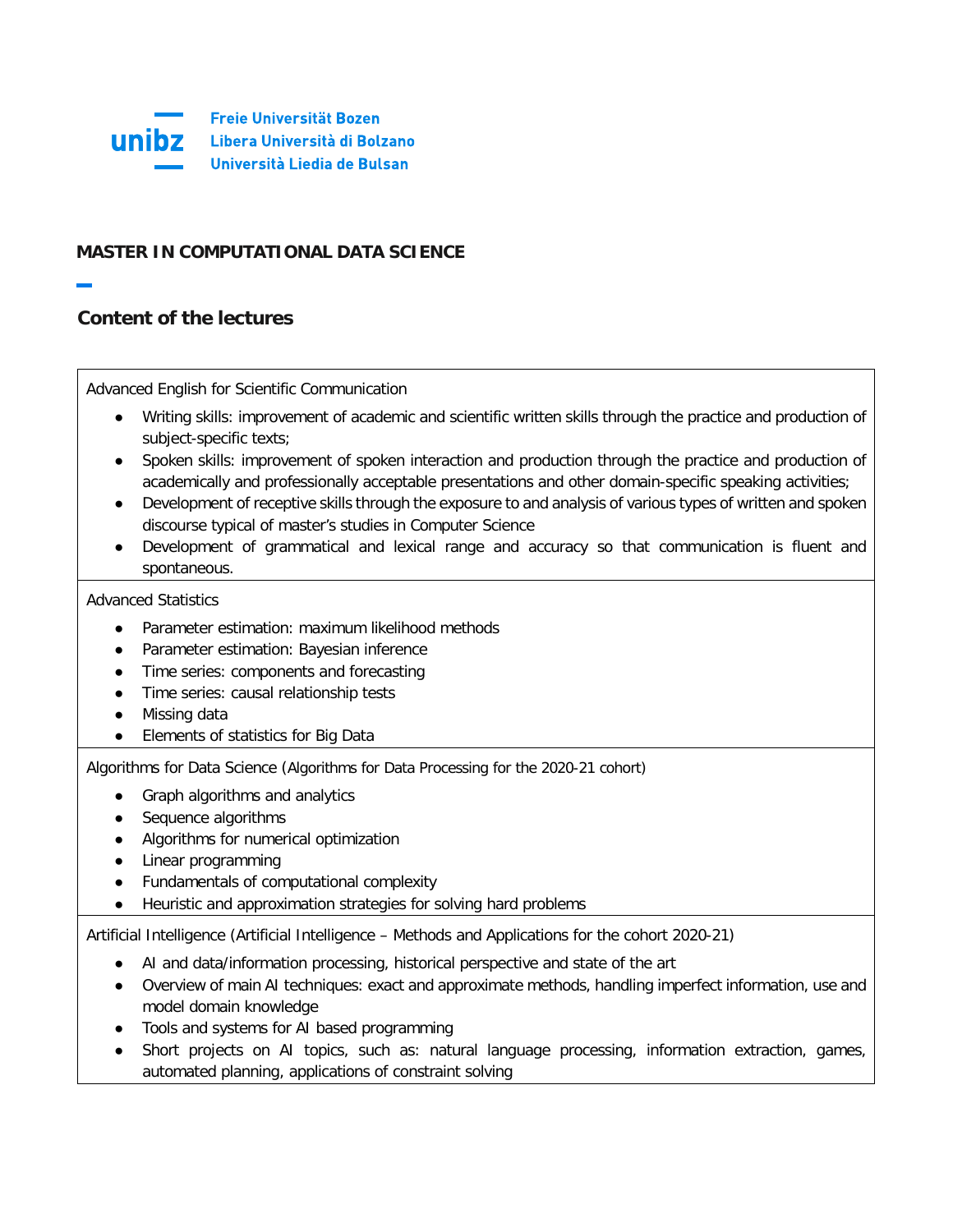Freie Universität Bozen
Libera Università di Bolzano
Università Liedia de Bulsan

## MASTER IN COMPUTATIONAL DATA SCIENCE

## Content of the lectures

Advanced English for Scientific Communication

- Writing skills: improvement of academic and scientific written skills through the practice and production of subject-specific texts;
- Spoken skills: improvement of spoken interaction and production through the practice and production of academically and professionally acceptable presentations and other domain-specific speaking activities;
- Development of receptive skills through the exposure to and analysis of various types of written and spoken discourse typical of master's studies in Computer Science
- Development of grammatical and lexical range and accuracy so that communication is fluent and spontaneous.

Advanced Statistics

- Parameter estimation: maximum likelihood methods
- Parameter estimation: Bayesian inference
- Time series: components and forecasting
- Time series: causal relationship tests
- Missing data
- Elements of statistics for Big Data

Algorithms for Data Science (Algorithms for Data Processing for the 2020-21 cohort)

- Graph algorithms and analytics
- Sequence algorithms
- Algorithms for numerical optimization
- Linear programming
- Fundamentals of computational complexity
- Heuristic and approximation strategies for solving hard problems

Artificial Intelligence (Artificial Intelligence – Methods and Applications for the cohort 2020-21)

- AI and data/information processing, historical perspective and state of the art
- Overview of main AI techniques: exact and approximate methods, handling imperfect information, use and model domain knowledge
- Tools and systems for AI based programming
- Short projects on AI topics, such as: natural language processing, information extraction, games, automated planning, applications of constraint solving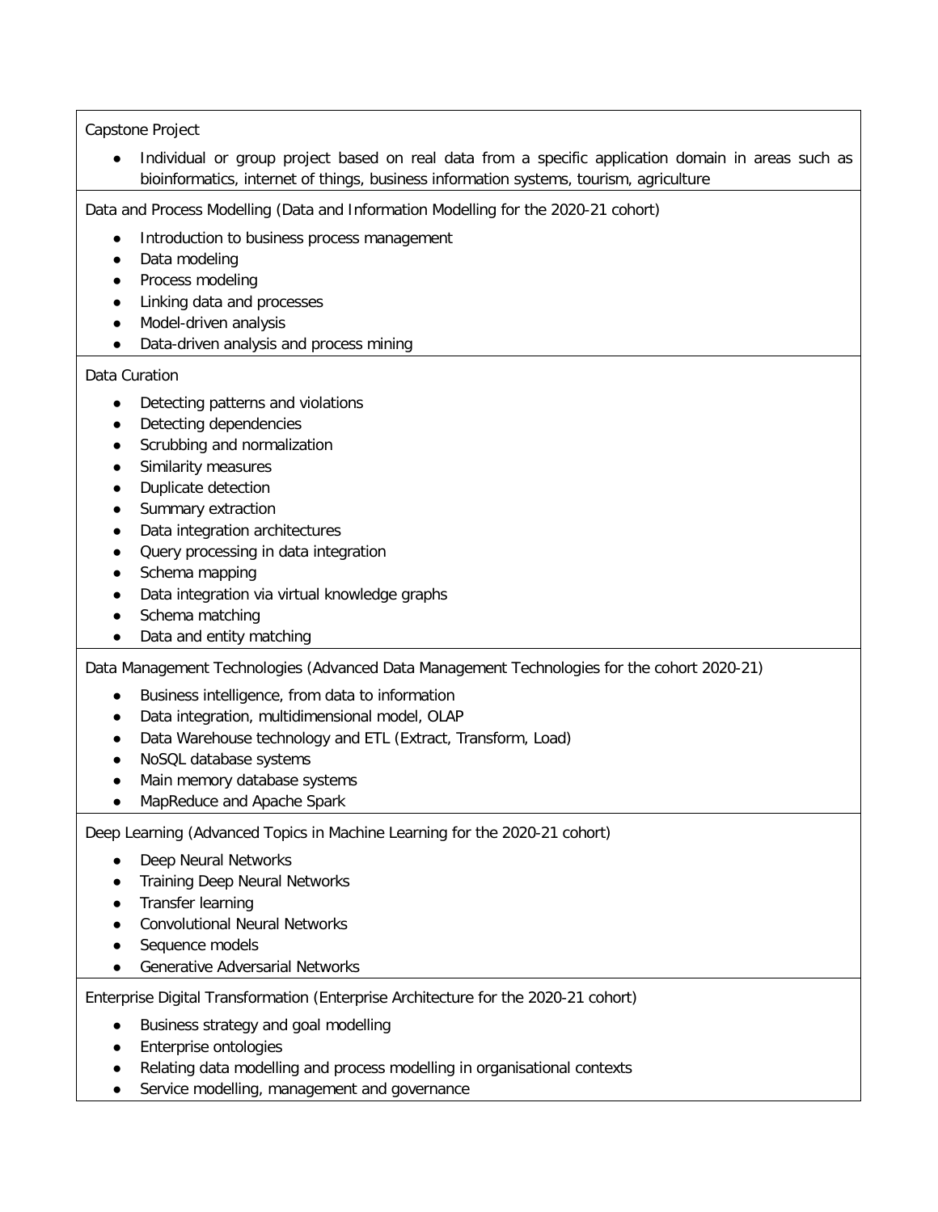| Capstone Project<br><br>• Individual or group project based on real data from a specific application domain in areas such as bioinformatics, internet of things, business information systems, tourism, agriculture |
| --- |
| Data and Process Modelling (Data and Information Modelling for the 2020-21 cohort)<br><br>• Introduction to business process management<br>• Data modeling<br>• Process modeling<br>• Linking data and processes<br>• Model-driven analysis<br>• Data-driven analysis and process mining |
| Data Curation<br><br>• Detecting patterns and violations<br>• Detecting dependencies<br>• Scrubbing and normalization<br>• Similarity measures<br>• Duplicate detection<br>• Summary extraction<br>• Data integration architectures<br>• Query processing in data integration<br>• Schema mapping<br>• Data integration via virtual knowledge graphs<br>• Schema matching<br>• Data and entity matching |
| Data Management Technologies (Advanced Data Management Technologies for the cohort 2020-21)<br><br>• Business intelligence, from data to information<br>• Data integration, multidimensional model, OLAP<br>• Data Warehouse technology and ETL (Extract, Transform, Load)<br>• NoSQL database systems<br>• Main memory database systems<br>• MapReduce and Apache Spark |
| Deep Learning (Advanced Topics in Machine Learning for the 2020-21 cohort)<br><br>• Deep Neural Networks<br>• Training Deep Neural Networks<br>• Transfer learning<br>• Convolutional Neural Networks<br>• Sequence models<br>• Generative Adversarial Networks |
| Enterprise Digital Transformation (Enterprise Architecture for the 2020-21 cohort)<br><br>• Business strategy and goal modelling<br>• Enterprise ontologies<br>• Relating data modelling and process modelling in organisational contexts<br>• Service modelling, management and governance |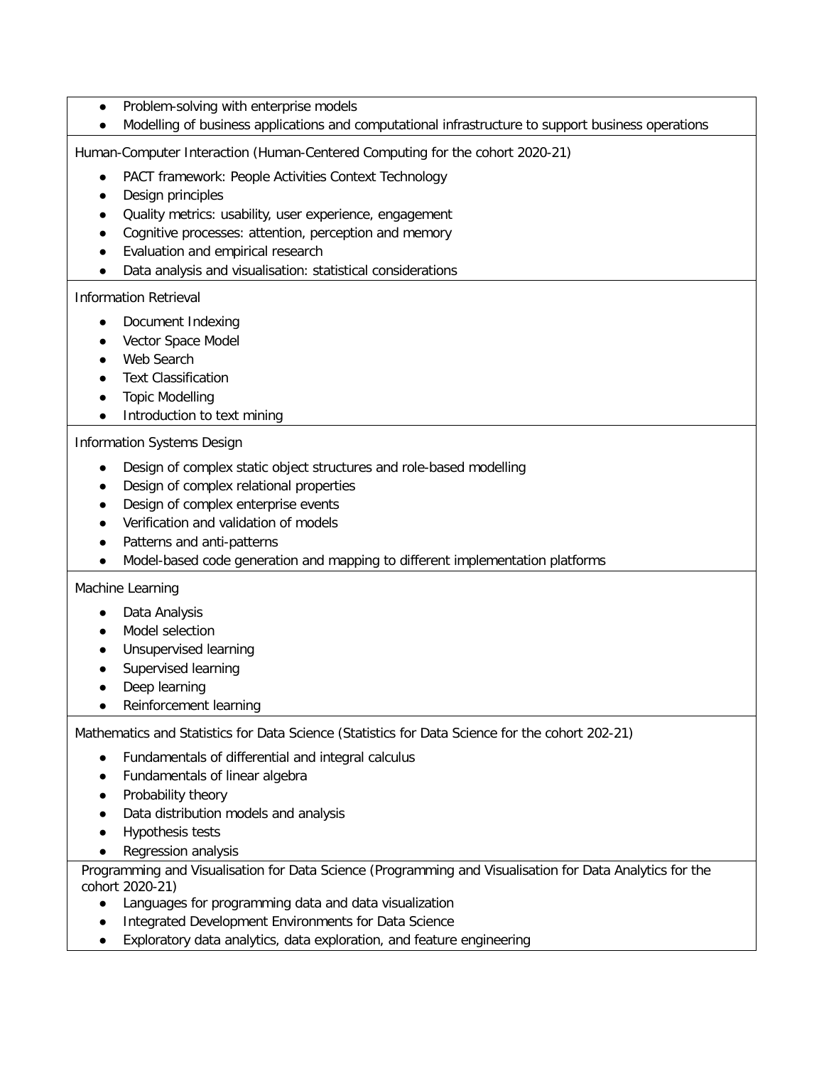- Problem-solving with enterprise models
- Modelling of business applications and computational infrastructure to support business operations

Human-Computer Interaction (Human-Centered Computing for the cohort 2020-21)

- PACT framework: People Activities Context Technology
- Design principles
- Quality metrics: usability, user experience, engagement
- Cognitive processes: attention, perception and memory
- Evaluation and empirical research
- Data analysis and visualisation: statistical considerations

Information Retrieval

- Document Indexing
- Vector Space Model
- Web Search
- Text Classification
- Topic Modelling
- Introduction to text mining

Information Systems Design

- Design of complex static object structures and role-based modelling
- Design of complex relational properties
- Design of complex enterprise events
- Verification and validation of models
- Patterns and anti-patterns
- Model-based code generation and mapping to different implementation platforms

Machine Learning

- Data Analysis
- Model selection
- Unsupervised learning
- Supervised learning
- Deep learning
- Reinforcement learning

Mathematics and Statistics for Data Science (Statistics for Data Science for the cohort 202-21)

- Fundamentals of differential and integral calculus
- Fundamentals of linear algebra
- Probability theory
- Data distribution models and analysis
- Hypothesis tests
- Regression analysis

Programming and Visualisation for Data Science (Programming and Visualisation for Data Analytics for the cohort 2020-21)

- Languages for programming data and data visualization
- Integrated Development Environments for Data Science
- Exploratory data analytics, data exploration, and feature engineering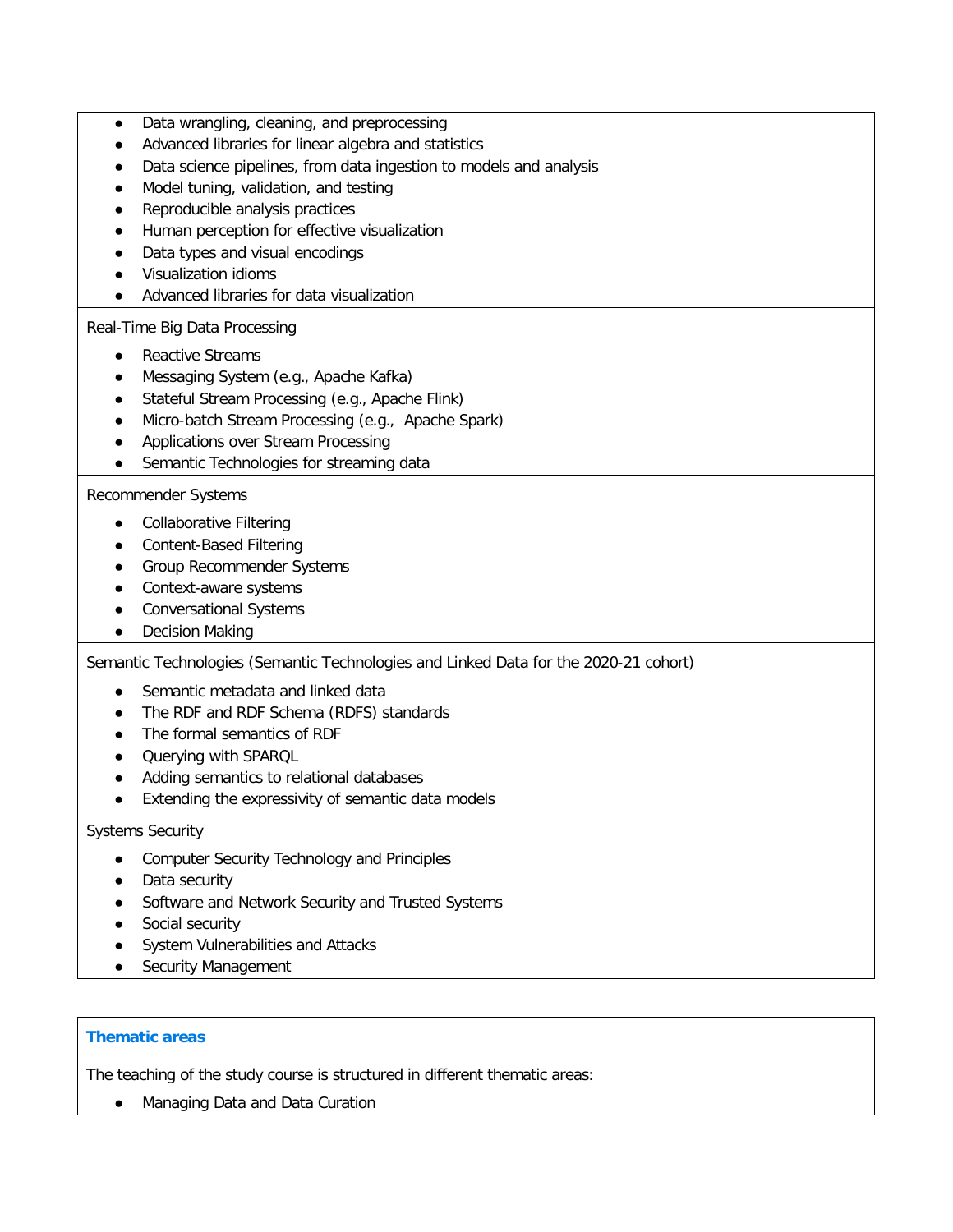- Data wrangling, cleaning, and preprocessing
- Advanced libraries for linear algebra and statistics
- Data science pipelines, from data ingestion to models and analysis
- Model tuning, validation, and testing
- Reproducible analysis practices
- Human perception for effective visualization
- Data types and visual encodings
- Visualization idioms
- Advanced libraries for data visualization

Real-Time Big Data Processing

- Reactive Streams
- Messaging System (e.g., Apache Kafka)
- Stateful Stream Processing (e.g., Apache Flink)
- Micro-batch Stream Processing (e.g., Apache Spark)
- Applications over Stream Processing
- Semantic Technologies for streaming data

Recommender Systems

- Collaborative Filtering
- Content-Based Filtering
- Group Recommender Systems
- Context-aware systems
- Conversational Systems
- Decision Making

Semantic Technologies (Semantic Technologies and Linked Data for the 2020-21 cohort)

- Semantic metadata and linked data
- The RDF and RDF Schema (RDFS) standards
- The formal semantics of RDF
- Querying with SPARQL
- Adding semantics to relational databases
- Extending the expressivity of semantic data models

Systems Security

- Computer Security Technology and Principles
- Data security
- Software and Network Security and Trusted Systems
- Social security
- System Vulnerabilities and Attacks
- Security Management

## Thematic areas

The teaching of the study course is structured in different thematic areas:

- Managing Data and Data Curation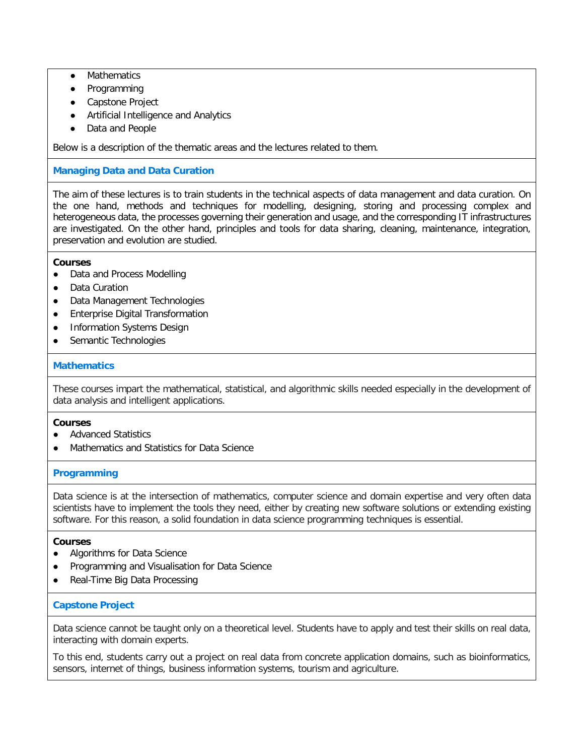- Mathematics
- Programming
- Capstone Project
- Artificial Intelligence and Analytics
- Data and People

Below is a description of the thematic areas and the lectures related to them.

### Managing Data and Data Curation

The aim of these lectures is to train students in the technical aspects of data management and data curation. On the one hand, methods and techniques for modelling, designing, storing and processing complex and heterogeneous data, the processes governing their generation and usage, and the corresponding IT infrastructures are investigated. On the other hand, principles and tools for data sharing, cleaning, maintenance, integration, preservation and evolution are studied.

**Courses**

- Data and Process Modelling
- Data Curation
- Data Management Technologies
- Enterprise Digital Transformation
- Information Systems Design
- Semantic Technologies

### Mathematics

These courses impart the mathematical, statistical, and algorithmic skills needed especially in the development of data analysis and intelligent applications.

**Courses**

- Advanced Statistics
- Mathematics and Statistics for Data Science

### Programming

Data science is at the intersection of mathematics, computer science and domain expertise and very often data scientists have to implement the tools they need, either by creating new software solutions or extending existing software. For this reason, a solid foundation in data science programming techniques is essential.

**Courses**

- Algorithms for Data Science
- Programming and Visualisation for Data Science
- Real-Time Big Data Processing

### Capstone Project

Data science cannot be taught only on a theoretical level. Students have to apply and test their skills on real data, interacting with domain experts.

To this end, students carry out a project on real data from concrete application domains, such as bioinformatics, sensors, internet of things, business information systems, tourism and agriculture.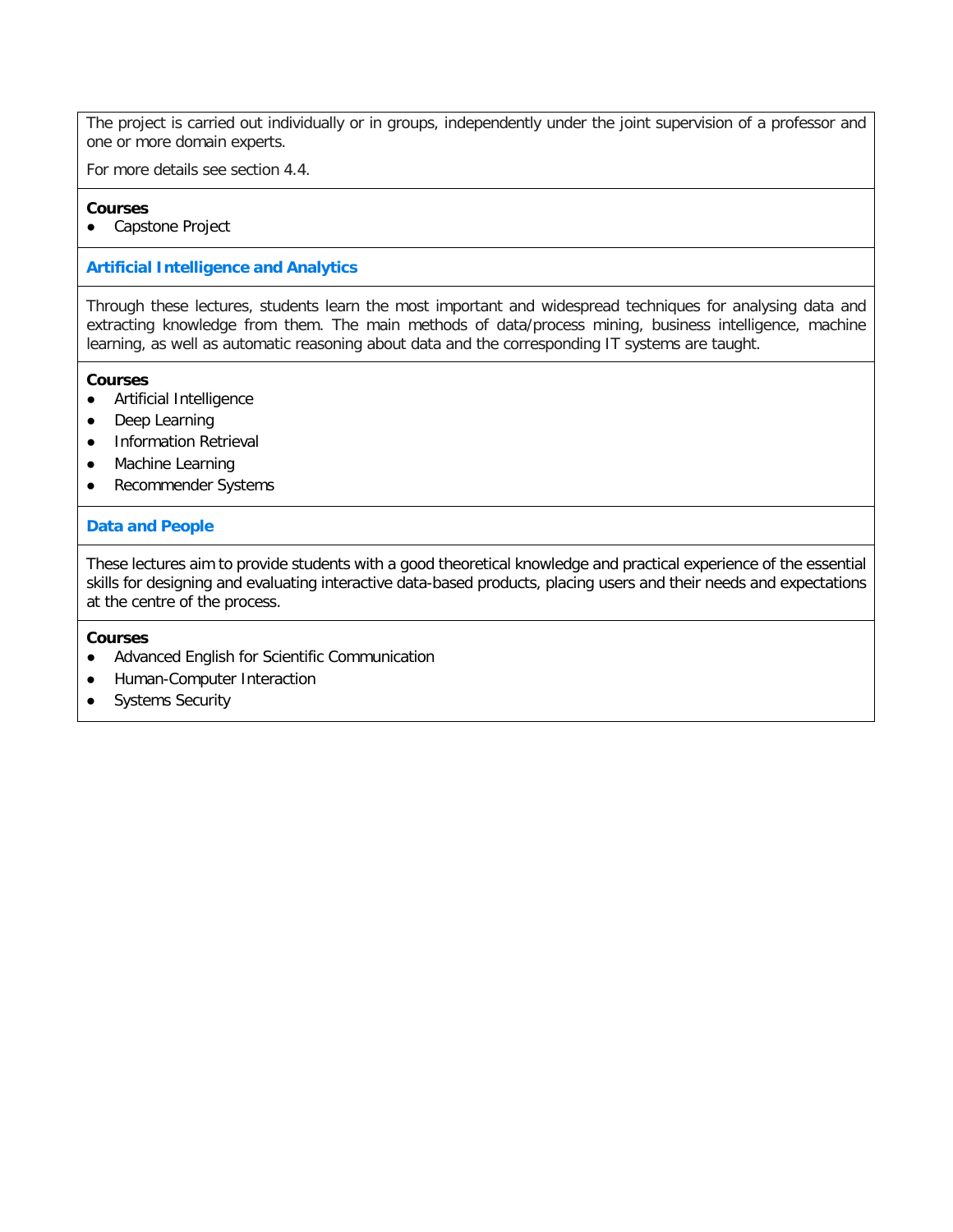The project is carried out individually or in groups, independently under the joint supervision of a professor and one or more domain experts.

For more details see section 4.4.

**Courses**

- Capstone Project

### Artificial Intelligence and Analytics

Through these lectures, students learn the most important and widespread techniques for analysing data and extracting knowledge from them. The main methods of data/process mining, business intelligence, machine learning, as well as automatic reasoning about data and the corresponding IT systems are taught.

**Courses**

- Artificial Intelligence
- Deep Learning
- Information Retrieval
- Machine Learning
- Recommender Systems

### Data and People

These lectures aim to provide students with a good theoretical knowledge and practical experience of the essential skills for designing and evaluating interactive data-based products, placing users and their needs and expectations at the centre of the process.

**Courses**

- Advanced English for Scientific Communication
- Human-Computer Interaction
- Systems Security